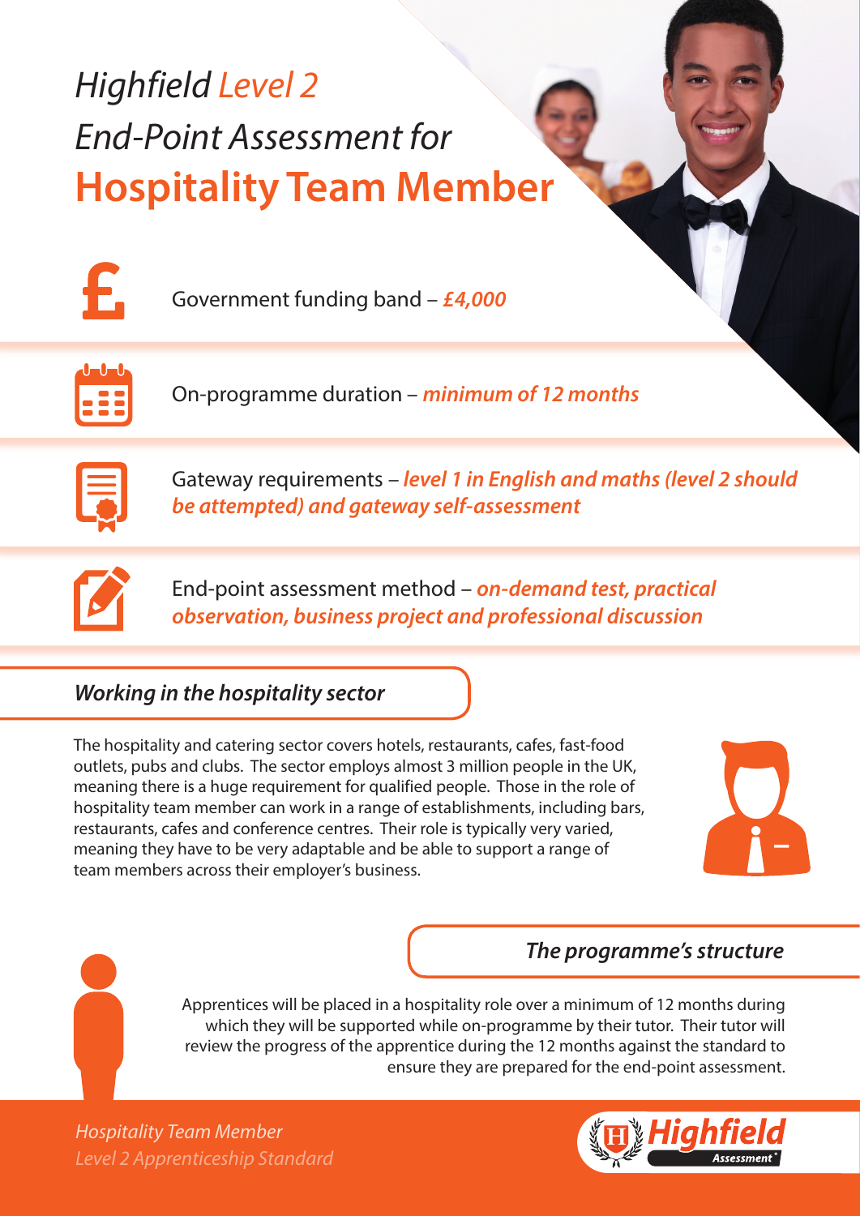# *Highfield Level 2 End-Point Assessment for* **Hospitality Team Member**

Government funding band – ***£4,000***

On-programme duration – ***minimum of 12 months***

Gateway requirements – ***level 1 in English and maths (level 2 should be attempted) and gateway self-assessment***

End-point assessment method – ***on-demand test, practical observation, business project and professional discussion***

## *Working in the hospitality sector*

The hospitality and catering sector covers hotels, restaurants, cafes, fast-food outlets, pubs and clubs. The sector employs almost 3 million people in the UK, meaning there is a huge requirement for qualified people. Those in the role of hospitality team member can work in a range of establishments, including bars, restaurants, cafes and conference centres. Their role is typically very varied, meaning they have to be very adaptable and be able to support a range of team members across their employer's business.

## *The programme's structure*

Apprentices will be placed in a hospitality role over a minimum of 12 months during which they will be supported while on-programme by their tutor. Their tutor will review the progress of the apprentice during the 12 months against the standard to ensure they are prepared for the end-point assessment.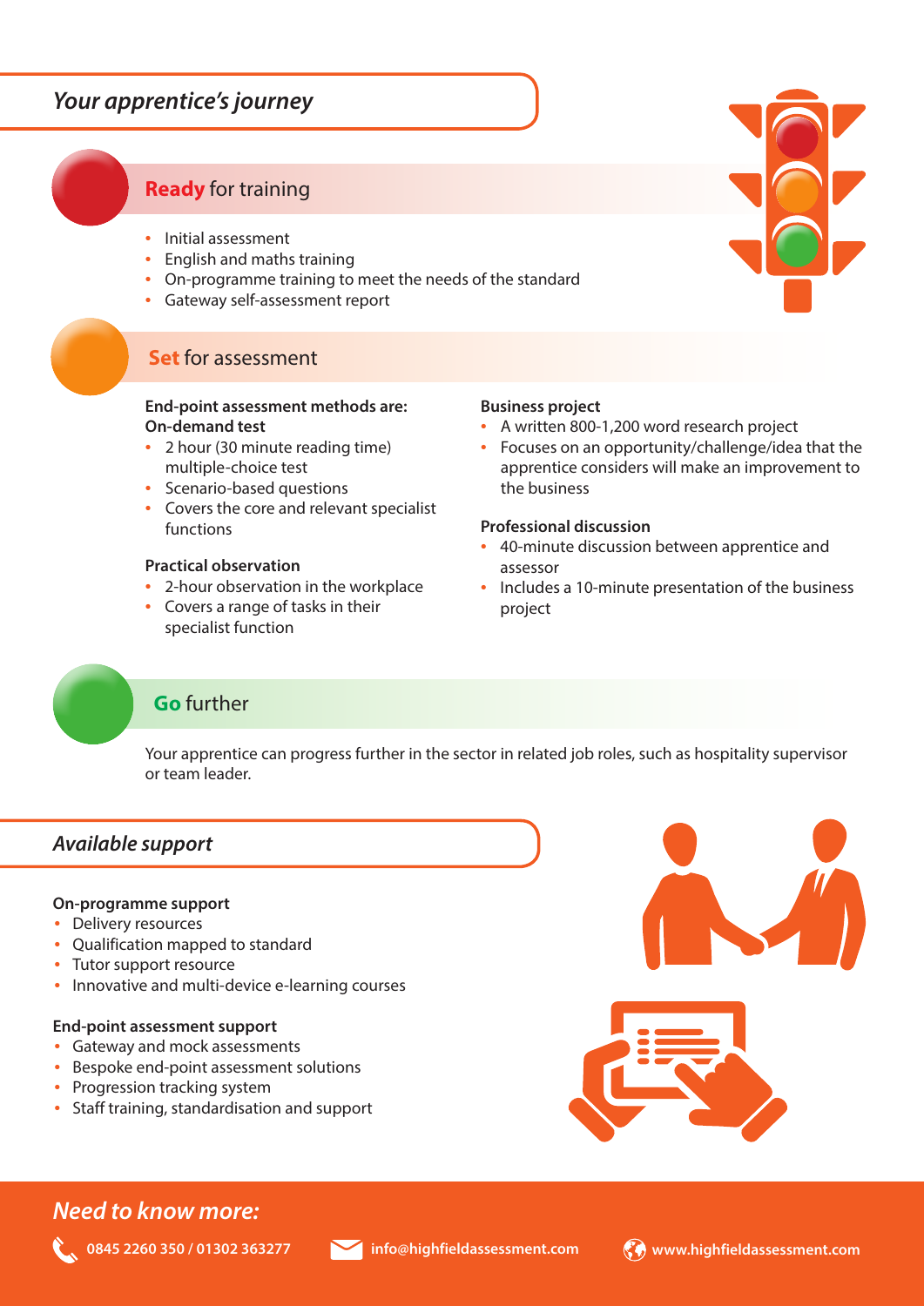## *Your apprentice's journey*

### **Ready** for training

- Initial assessment
- English and maths training
- On-programme training to meet the needs of the standard
- Gateway self-assessment report

### **Set** for assessment

**End-point assessment methods are:**
**On-demand test**

- 2 hour (30 minute reading time) multiple-choice test
- Scenario-based questions
- Covers the core and relevant specialist functions

**Practical observation**

- 2-hour observation in the workplace
- Covers a range of tasks in their specialist function

**Business project**

- A written 800-1,200 word research project
- Focuses on an opportunity/challenge/idea that the apprentice considers will make an improvement to the business

**Professional discussion**

- 40-minute discussion between apprentice and assessor
- Includes a 10-minute presentation of the business project

### **Go** further

Your apprentice can progress further in the sector in related job roles, such as hospitality supervisor or team leader.

## *Available support*

**On-programme support**

- Delivery resources
- Qualification mapped to standard
- Tutor support resource
- Innovative and multi-device e-learning courses

**End-point assessment support**

- Gateway and mock assessments
- Bespoke end-point assessment solutions
- Progression tracking system
- Staff training, standardisation and support

## *Need to know more:*

**0845 2260 350 / 01302 363277** **info@highfieldassessment.com** **www.highfieldassessment.com**